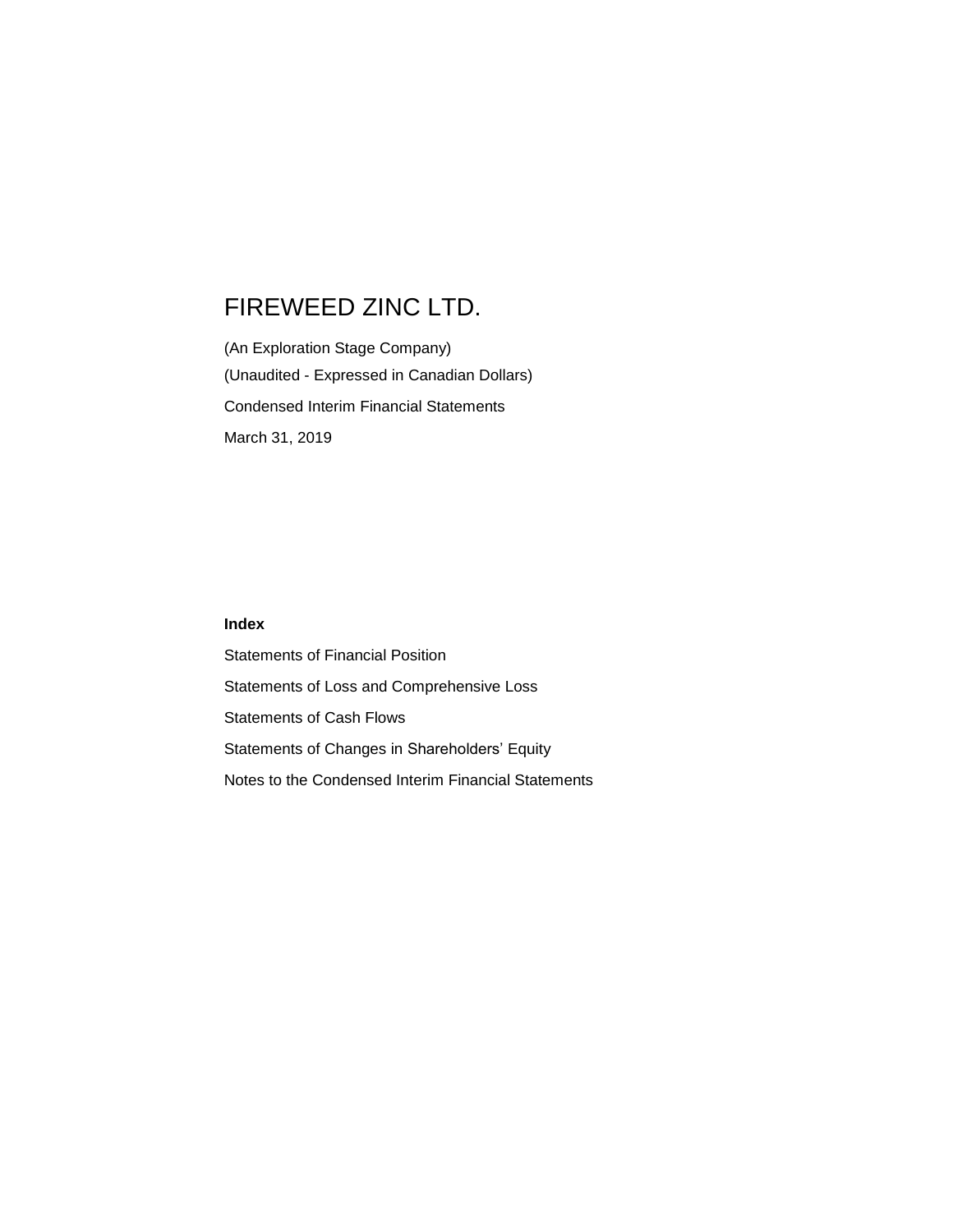# FIREWEED ZINC LTD.

(An Exploration Stage Company)

(Unaudited - Expressed in Canadian Dollars)

Condensed Interim Financial Statements

March 31, 2019

**Index**

Statements of Financial Position

Statements of Loss and Comprehensive Loss

Statements of Cash Flows

Statements of Changes in Shareholders' Equity

Notes to the Condensed Interim Financial Statements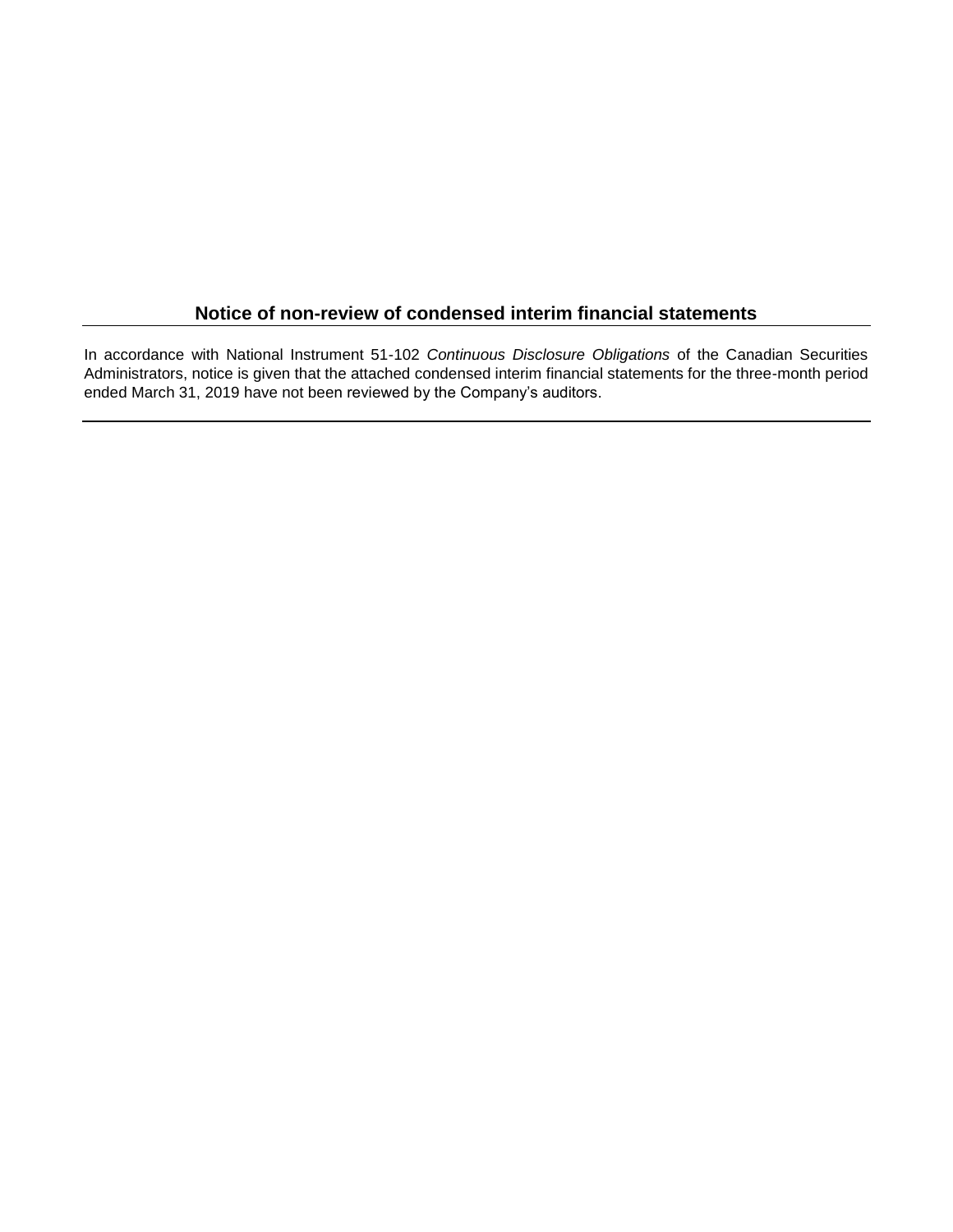## Notice of non-review of condensed interim financial statements

In accordance with National Instrument 51-102 *Continuous Disclosure Obligations* of the Canadian Securities Administrators, notice is given that the attached condensed interim financial statements for the three-month period ended March 31, 2019 have not been reviewed by the Company's auditors.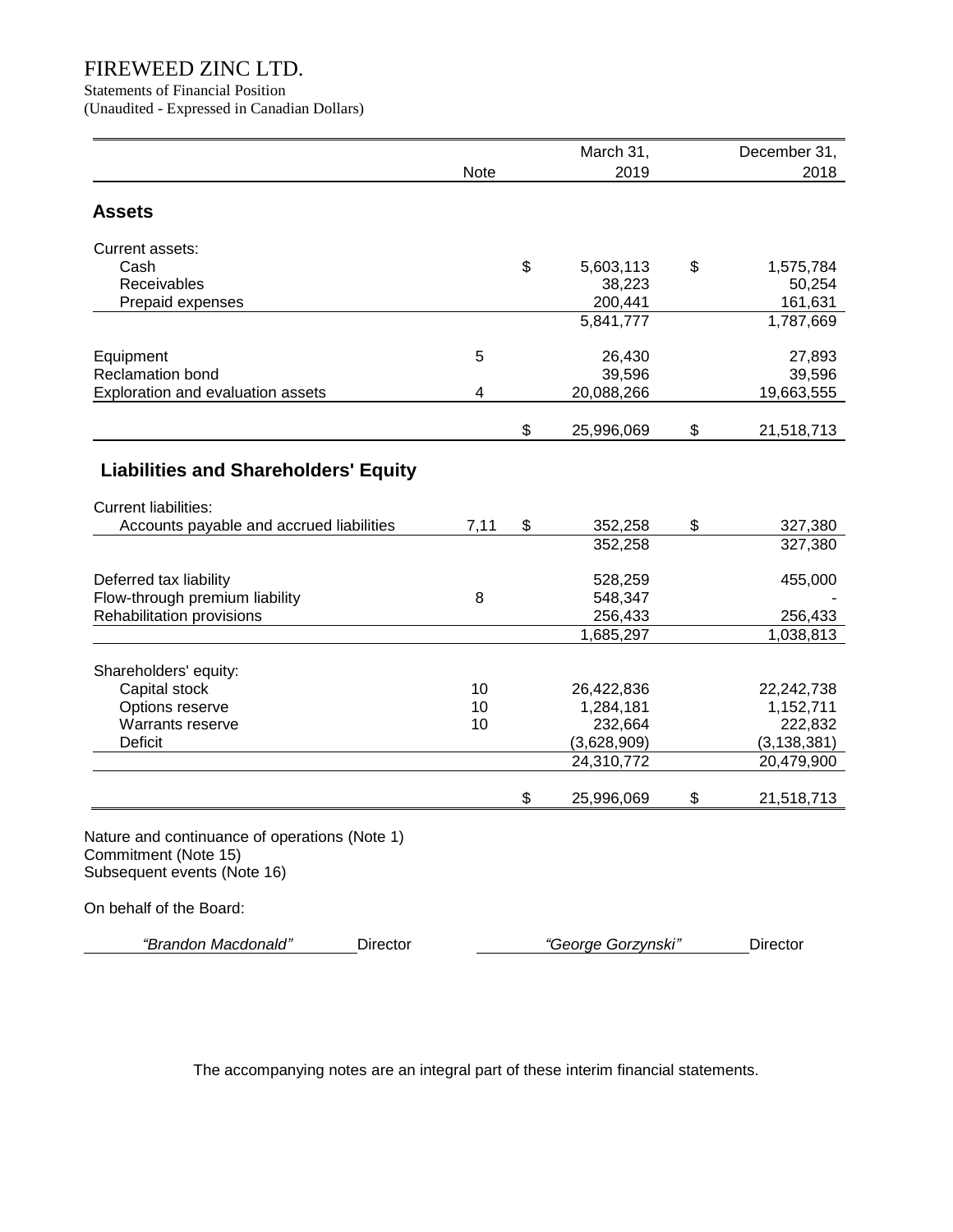# FIREWEED ZINC LTD.

Statements of Financial Position

(Unaudited - Expressed in Canadian Dollars)

| | Note | March 31, 2019 | December 31, 2018 |
|---|---|---|---|
| **Assets** | | | |
| Current assets: | | | |
| Cash | | $ 5,603,113 | $ 1,575,784 |
| Receivables | | 38,223 | 50,254 |
| Prepaid expenses | | 200,441 | 161,631 |
| | | 5,841,777 | 1,787,669 |
| Equipment | 5 | 26,430 | 27,893 |
| Reclamation bond | | 39,596 | 39,596 |
| Exploration and evaluation assets | 4 | 20,088,266 | 19,663,555 |
| | | $ 25,996,069 | $ 21,518,713 |
| **Liabilities and Shareholders' Equity** | | | |
| Current liabilities: | | | |
| Accounts payable and accrued liabilities | 7,11 | $ 352,258 | $ 327,380 |
| | | 352,258 | 327,380 |
| Deferred tax liability | | 528,259 | 455,000 |
| Flow-through premium liability | 8 | 548,347 | - |
| Rehabilitation provisions | | 256,433 | 256,433 |
| | | 1,685,297 | 1,038,813 |
| Shareholders' equity: | | | |
| Capital stock | 10 | 26,422,836 | 22,242,738 |
| Options reserve | 10 | 1,284,181 | 1,152,711 |
| Warrants reserve | 10 | 232,664 | 222,832 |
| Deficit | | (3,628,909) | (3,138,381) |
| | | 24,310,772 | 20,479,900 |
| | | $ 25,996,069 | $ 21,518,713 |

Nature and continuance of operations (Note 1)
Commitment (Note 15)
Subsequent events (Note 16)

On behalf of the Board:

*"Brandon Macdonald"* Director *"George Gorzynski"* Director

The accompanying notes are an integral part of these interim financial statements.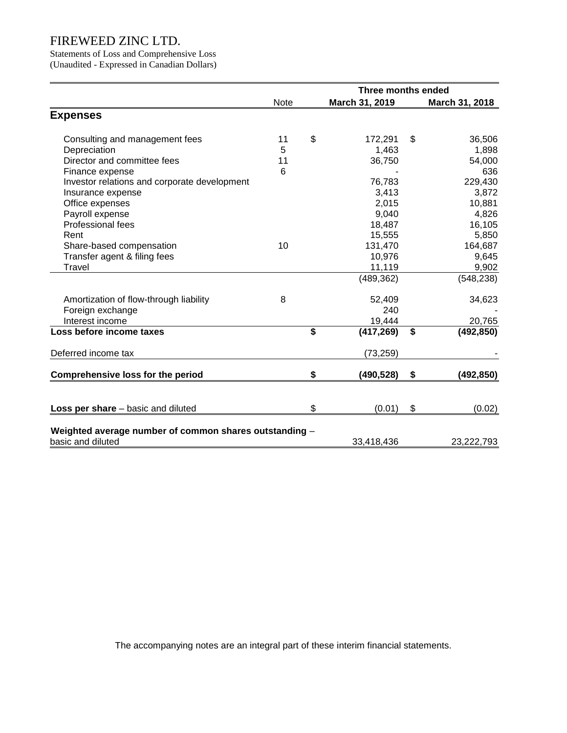# FIREWEED ZINC LTD.

Statements of Loss and Comprehensive Loss
(Unaudited - Expressed in Canadian Dollars)

| | Note | Three months ended March 31, 2019 | Three months ended March 31, 2018 |
|---|---|---|---|
| **Expenses** | | | |
| Consulting and management fees | 11 | $ 172,291 | $ 36,506 |
| Depreciation | 5 | 1,463 | 1,898 |
| Director and committee fees | 11 | 36,750 | 54,000 |
| Finance expense | 6 | - | 636 |
| Investor relations and corporate development | | 76,783 | 229,430 |
| Insurance expense | | 3,413 | 3,872 |
| Office expenses | | 2,015 | 10,881 |
| Payroll expense | | 9,040 | 4,826 |
| Professional fees | | 18,487 | 16,105 |
| Rent | | 15,555 | 5,850 |
| Share-based compensation | 10 | 131,470 | 164,687 |
| Transfer agent & filing fees | | 10,976 | 9,645 |
| Travel | | 11,119 | 9,902 |
| | | (489,362) | (548,238) |
| Amortization of flow-through liability | 8 | 52,409 | 34,623 |
| Foreign exchange | | 240 | - |
| Interest income | | 19,444 | 20,765 |
| **Loss before income taxes** | | **$ (417,269)** | **$ (492,850)** |
| Deferred income tax | | (73,259) | - |
| **Comprehensive loss for the period** | | **$ (490,528)** | **$ (492,850)** |
| **Loss per share** – basic and diluted | | $ (0.01) | $ (0.02) |
| **Weighted average number of common shares outstanding** – basic and diluted | | 33,418,436 | 23,222,793 |

The accompanying notes are an integral part of these interim financial statements.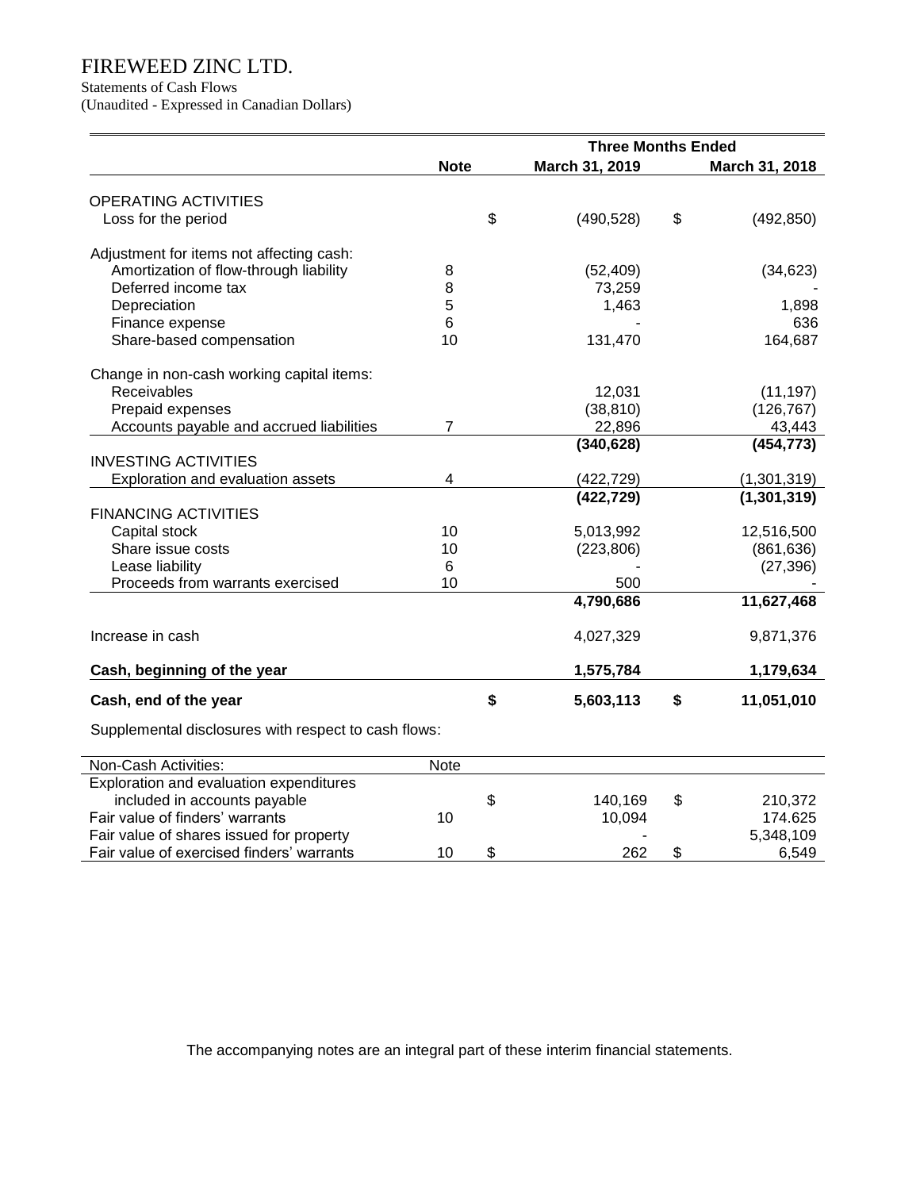# FIREWEED ZINC LTD.

Statements of Cash Flows
(Unaudited - Expressed in Canadian Dollars)

| | Note | Three Months Ended March 31, 2019 | March 31, 2018 |
|---|---|---|---|
| OPERATING ACTIVITIES | | | |
| Loss for the period | | $ (490,528) | $ (492,850) |
| Adjustment for items not affecting cash: | | | |
| Amortization of flow-through liability | 8 | (52,409) | (34,623) |
| Deferred income tax | 8 | 73,259 | - |
| Depreciation | 5 | 1,463 | 1,898 |
| Finance expense | 6 | - | 636 |
| Share-based compensation | 10 | 131,470 | 164,687 |
| Change in non-cash working capital items: | | | |
| Receivables | | 12,031 | (11,197) |
| Prepaid expenses | | (38,810) | (126,767) |
| Accounts payable and accrued liabilities | 7 | 22,896 | 43,443 |
| | | **(340,628)** | **(454,773)** |
| INVESTING ACTIVITIES | | | |
| Exploration and evaluation assets | 4 | (422,729) | (1,301,319) |
| | | **(422,729)** | **(1,301,319)** |
| FINANCING ACTIVITIES | | | |
| Capital stock | 10 | 5,013,992 | 12,516,500 |
| Share issue costs | 10 | (223,806) | (861,636) |
| Lease liability | 6 | - | (27,396) |
| Proceeds from warrants exercised | 10 | 500 | - |
| | | **4,790,686** | **11,627,468** |
| Increase in cash | | 4,027,329 | 9,871,376 |
| **Cash, beginning of the year** | | **1,575,784** | **1,179,634** |
| **Cash, end of the year** | | **$ 5,603,113** | **$ 11,051,010** |

Supplemental disclosures with respect to cash flows:

| Non-Cash Activities: | Note | | |
|---|---|---|---|
| Exploration and evaluation expenditures included in accounts payable | | $ 140,169 | $ 210,372 |
| Fair value of finders' warrants | 10 | 10,094 | 174.625 |
| Fair value of shares issued for property | | - | 5,348,109 |
| Fair value of exercised finders' warrants | 10 | $ 262 | $ 6,549 |

The accompanying notes are an integral part of these interim financial statements.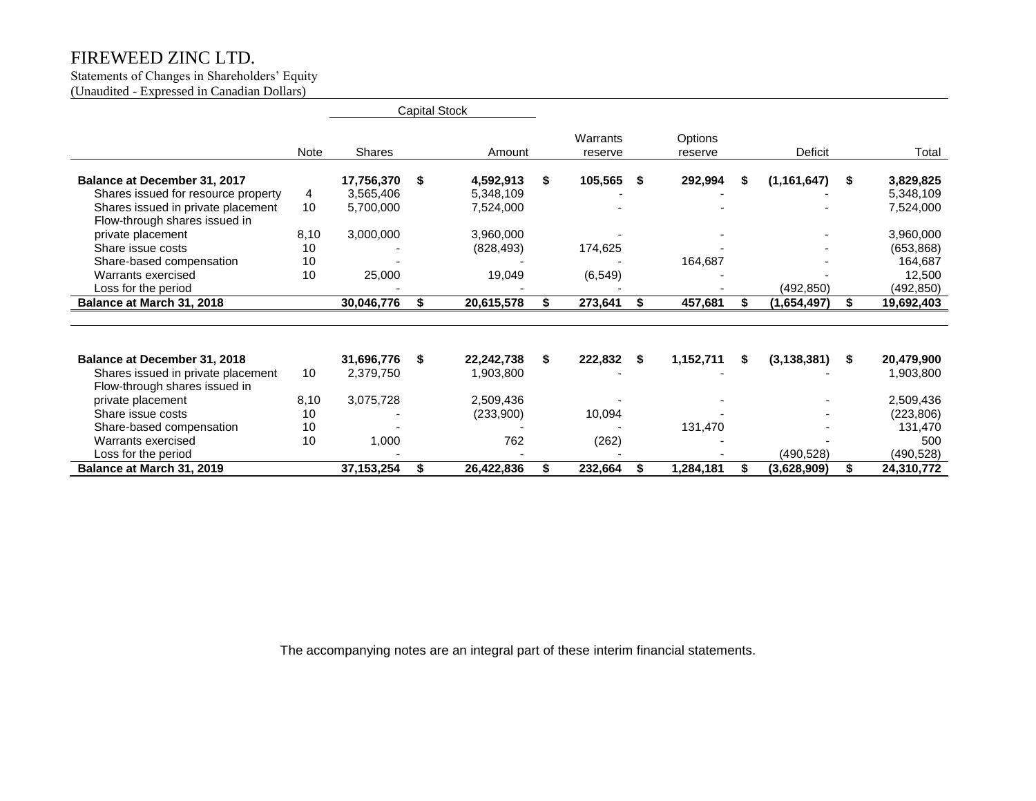# FIREWEED ZINC LTD.

Statements of Changes in Shareholders' Equity
(Unaudited - Expressed in Canadian Dollars)

| | Note | Capital Stock Shares | Capital Stock Amount | Warrants reserve | Options reserve | Deficit | Total |
|---|---|---|---|---|---|---|---|
| **Balance at December 31, 2017** | | **17,756,370** | **$ 4,592,913** | **$ 105,565** | **$ 292,994** | **$ (1,161,647)** | **$ 3,829,825** |
| Shares issued for resource property | 4 | 3,565,406 | 5,348,109 | - | - | - | 5,348,109 |
| Shares issued in private placement | 10 | 5,700,000 | 7,524,000 | - | - | - | 7,524,000 |
| Flow-through shares issued in private placement | 8,10 | 3,000,000 | 3,960,000 | - | - | - | 3,960,000 |
| Share issue costs | 10 | - | (828,493) | 174,625 | - | - | (653,868) |
| Share-based compensation | 10 | - | - | - | 164,687 | - | 164,687 |
| Warrants exercised | 10 | 25,000 | 19,049 | (6,549) | - | - | 12,500 |
| Loss for the period | | - | - | - | - | (492,850) | (492,850) |
| **Balance at March 31, 2018** | | **30,046,776** | **$ 20,615,578** | **$ 273,641** | **$ 457,681** | **$ (1,654,497)** | **$ 19,692,403** |
| | | | | | | | |
| **Balance at December 31, 2018** | | **31,696,776** | **$ 22,242,738** | **$ 222,832** | **$ 1,152,711** | **$ (3,138,381)** | **$ 20,479,900** |
| Shares issued in private placement | 10 | 2,379,750 | 1,903,800 | - | - | - | 1,903,800 |
| Flow-through shares issued in private placement | 8,10 | 3,075,728 | 2,509,436 | - | - | - | 2,509,436 |
| Share issue costs | 10 | - | (233,900) | 10,094 | - | - | (223,806) |
| Share-based compensation | 10 | - | - | - | 131,470 | - | 131,470 |
| Warrants exercised | 10 | 1,000 | 762 | (262) | - | - | 500 |
| Loss for the period | | - | - | - | - | (490,528) | (490,528) |
| **Balance at March 31, 2019** | | **37,153,254** | **$ 26,422,836** | **$ 232,664** | **$ 1,284,181** | **$ (3,628,909)** | **$ 24,310,772** |

The accompanying notes are an integral part of these interim financial statements.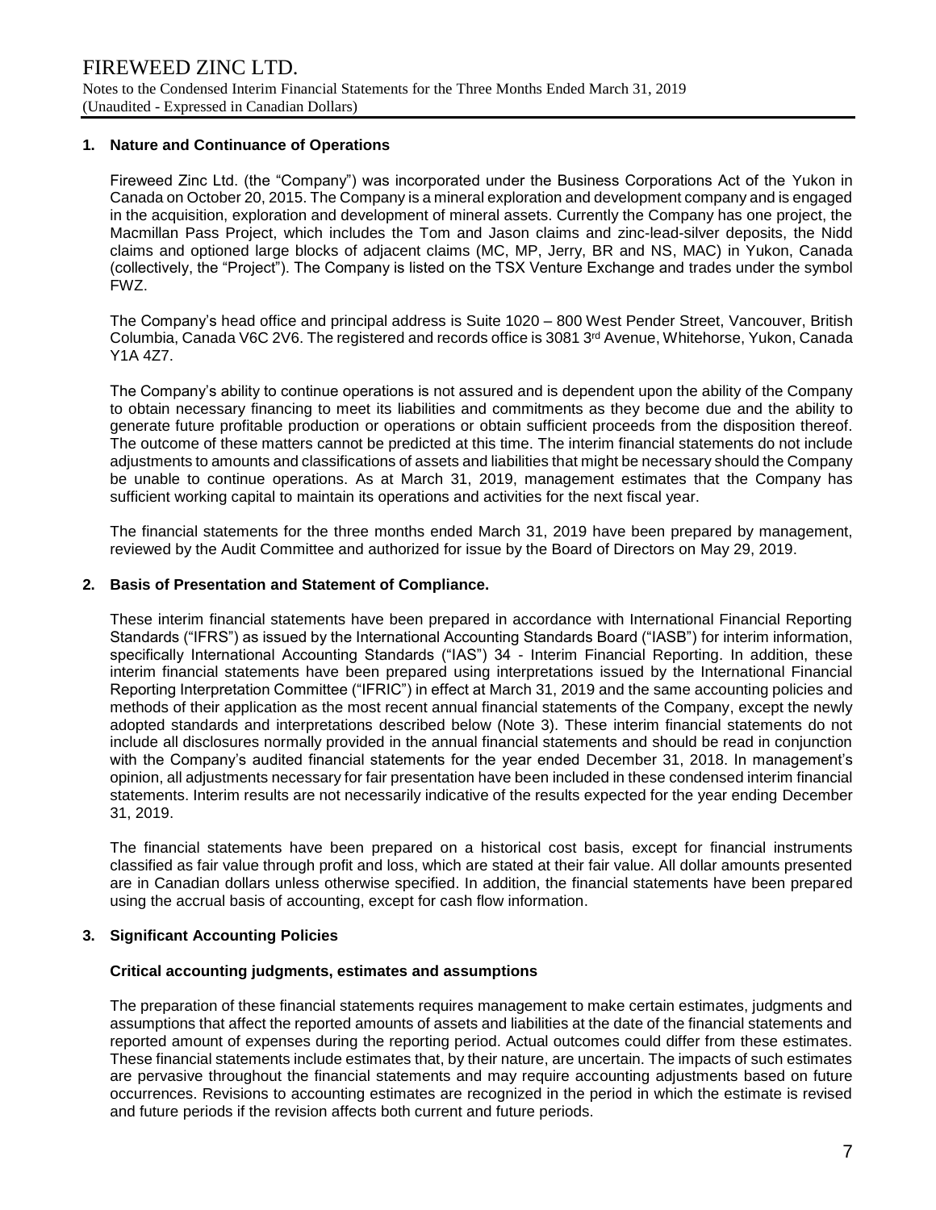## 1. Nature and Continuance of Operations

Fireweed Zinc Ltd. (the "Company") was incorporated under the Business Corporations Act of the Yukon in Canada on October 20, 2015. The Company is a mineral exploration and development company and is engaged in the acquisition, exploration and development of mineral assets. Currently the Company has one project, the Macmillan Pass Project, which includes the Tom and Jason claims and zinc-lead-silver deposits, the Nidd claims and optioned large blocks of adjacent claims (MC, MP, Jerry, BR and NS, MAC) in Yukon, Canada (collectively, the "Project"). The Company is listed on the TSX Venture Exchange and trades under the symbol FWZ.

The Company's head office and principal address is Suite 1020 – 800 West Pender Street, Vancouver, British Columbia, Canada V6C 2V6. The registered and records office is 3081 3rd Avenue, Whitehorse, Yukon, Canada Y1A 4Z7.

The Company's ability to continue operations is not assured and is dependent upon the ability of the Company to obtain necessary financing to meet its liabilities and commitments as they become due and the ability to generate future profitable production or operations or obtain sufficient proceeds from the disposition thereof. The outcome of these matters cannot be predicted at this time. The interim financial statements do not include adjustments to amounts and classifications of assets and liabilities that might be necessary should the Company be unable to continue operations. As at March 31, 2019, management estimates that the Company has sufficient working capital to maintain its operations and activities for the next fiscal year.

The financial statements for the three months ended March 31, 2019 have been prepared by management, reviewed by the Audit Committee and authorized for issue by the Board of Directors on May 29, 2019.

## 2. Basis of Presentation and Statement of Compliance.

These interim financial statements have been prepared in accordance with International Financial Reporting Standards ("IFRS") as issued by the International Accounting Standards Board ("IASB") for interim information, specifically International Accounting Standards ("IAS") 34 - Interim Financial Reporting. In addition, these interim financial statements have been prepared using interpretations issued by the International Financial Reporting Interpretation Committee ("IFRIC") in effect at March 31, 2019 and the same accounting policies and methods of their application as the most recent annual financial statements of the Company, except the newly adopted standards and interpretations described below (Note 3). These interim financial statements do not include all disclosures normally provided in the annual financial statements and should be read in conjunction with the Company's audited financial statements for the year ended December 31, 2018. In management's opinion, all adjustments necessary for fair presentation have been included in these condensed interim financial statements. Interim results are not necessarily indicative of the results expected for the year ending December 31, 2019.

The financial statements have been prepared on a historical cost basis, except for financial instruments classified as fair value through profit and loss, which are stated at their fair value. All dollar amounts presented are in Canadian dollars unless otherwise specified. In addition, the financial statements have been prepared using the accrual basis of accounting, except for cash flow information.

## 3. Significant Accounting Policies

### Critical accounting judgments, estimates and assumptions

The preparation of these financial statements requires management to make certain estimates, judgments and assumptions that affect the reported amounts of assets and liabilities at the date of the financial statements and reported amount of expenses during the reporting period. Actual outcomes could differ from these estimates. These financial statements include estimates that, by their nature, are uncertain. The impacts of such estimates are pervasive throughout the financial statements and may require accounting adjustments based on future occurrences. Revisions to accounting estimates are recognized in the period in which the estimate is revised and future periods if the revision affects both current and future periods.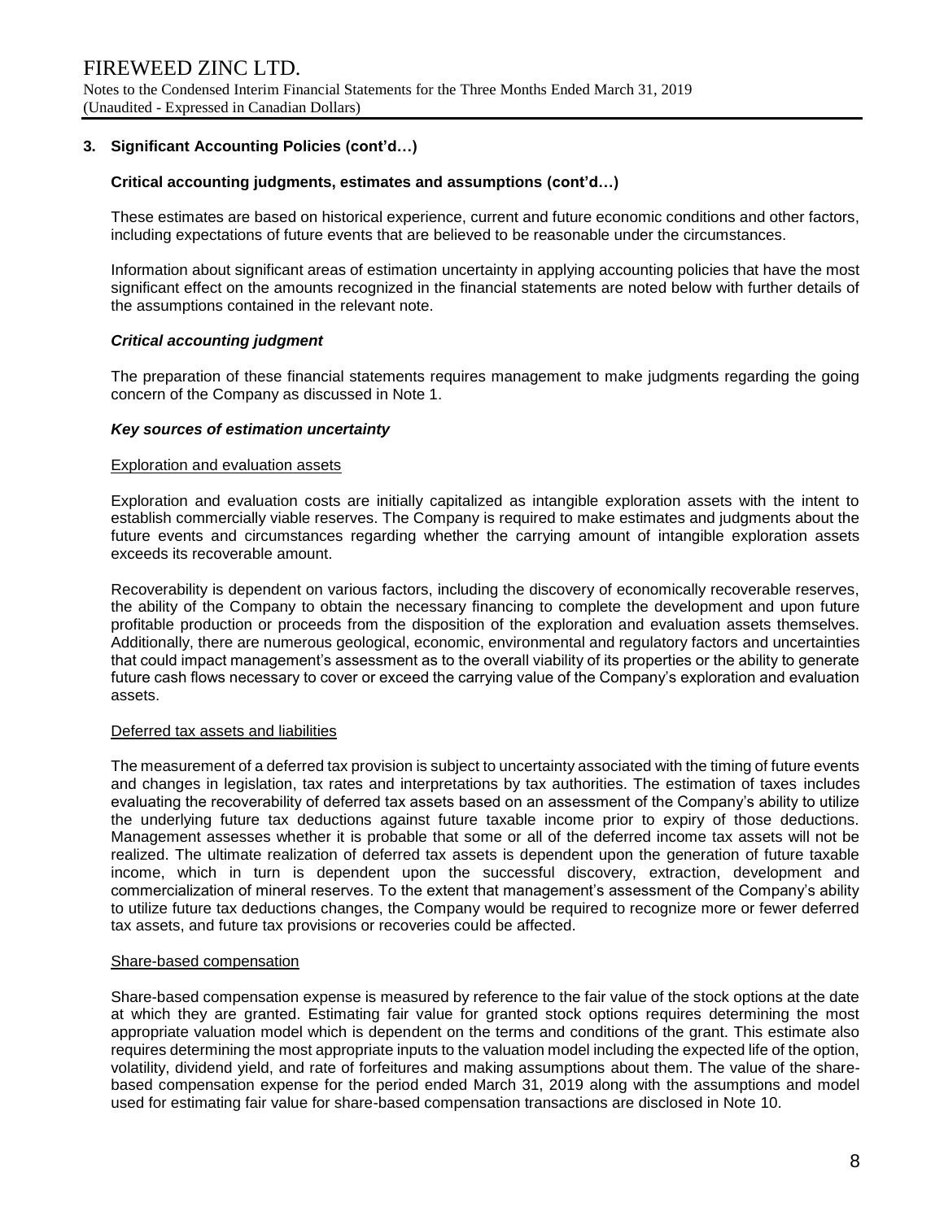### 3. Significant Accounting Policies (cont'd…)

#### Critical accounting judgments, estimates and assumptions (cont'd…)

These estimates are based on historical experience, current and future economic conditions and other factors, including expectations of future events that are believed to be reasonable under the circumstances.

Information about significant areas of estimation uncertainty in applying accounting policies that have the most significant effect on the amounts recognized in the financial statements are noted below with further details of the assumptions contained in the relevant note.

***Critical accounting judgment***

The preparation of these financial statements requires management to make judgments regarding the going concern of the Company as discussed in Note 1.

***Key sources of estimation uncertainty***

Exploration and evaluation assets

Exploration and evaluation costs are initially capitalized as intangible exploration assets with the intent to establish commercially viable reserves. The Company is required to make estimates and judgments about the future events and circumstances regarding whether the carrying amount of intangible exploration assets exceeds its recoverable amount.

Recoverability is dependent on various factors, including the discovery of economically recoverable reserves, the ability of the Company to obtain the necessary financing to complete the development and upon future profitable production or proceeds from the disposition of the exploration and evaluation assets themselves. Additionally, there are numerous geological, economic, environmental and regulatory factors and uncertainties that could impact management's assessment as to the overall viability of its properties or the ability to generate future cash flows necessary to cover or exceed the carrying value of the Company's exploration and evaluation assets.

Deferred tax assets and liabilities

The measurement of a deferred tax provision is subject to uncertainty associated with the timing of future events and changes in legislation, tax rates and interpretations by tax authorities. The estimation of taxes includes evaluating the recoverability of deferred tax assets based on an assessment of the Company's ability to utilize the underlying future tax deductions against future taxable income prior to expiry of those deductions. Management assesses whether it is probable that some or all of the deferred income tax assets will not be realized. The ultimate realization of deferred tax assets is dependent upon the generation of future taxable income, which in turn is dependent upon the successful discovery, extraction, development and commercialization of mineral reserves. To the extent that management's assessment of the Company's ability to utilize future tax deductions changes, the Company would be required to recognize more or fewer deferred tax assets, and future tax provisions or recoveries could be affected.

Share-based compensation

Share-based compensation expense is measured by reference to the fair value of the stock options at the date at which they are granted. Estimating fair value for granted stock options requires determining the most appropriate valuation model which is dependent on the terms and conditions of the grant. This estimate also requires determining the most appropriate inputs to the valuation model including the expected life of the option, volatility, dividend yield, and rate of forfeitures and making assumptions about them. The value of the share-based compensation expense for the period ended March 31, 2019 along with the assumptions and model used for estimating fair value for share-based compensation transactions are disclosed in Note 10.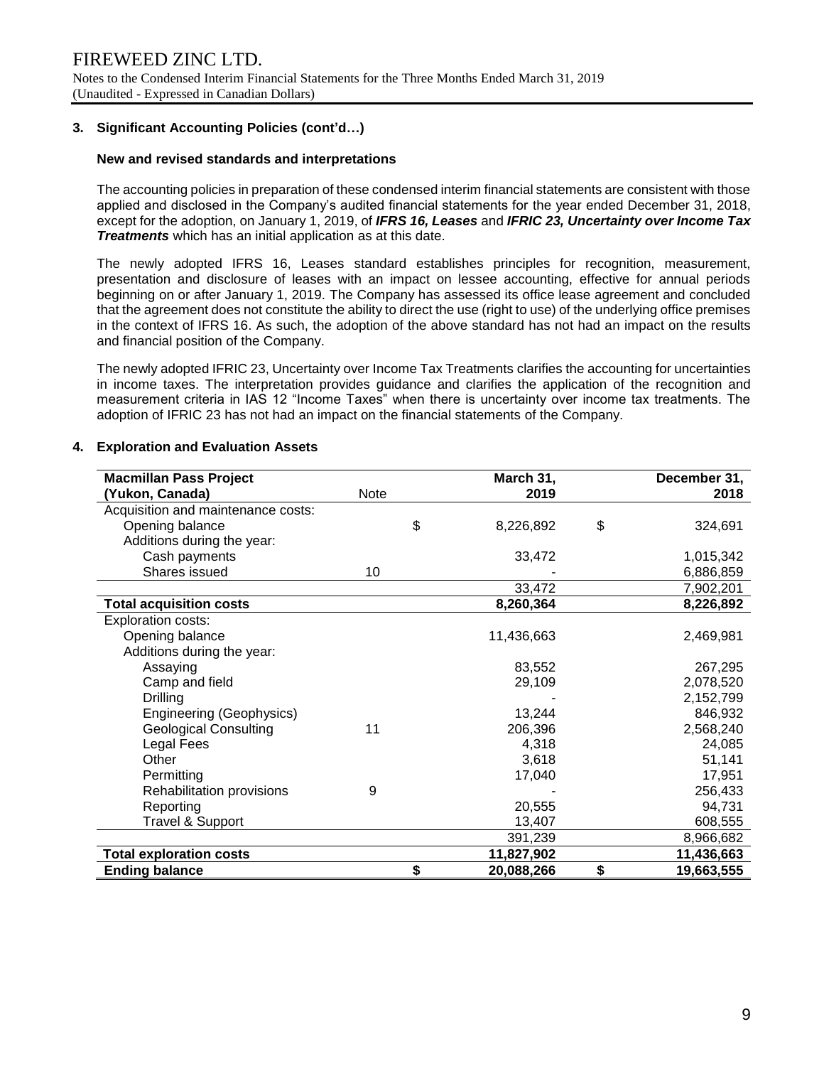### 3. Significant Accounting Policies (cont'd…)

#### New and revised standards and interpretations

The accounting policies in preparation of these condensed interim financial statements are consistent with those applied and disclosed in the Company's audited financial statements for the year ended December 31, 2018, except for the adoption, on January 1, 2019, of ***IFRS 16, Leases*** and ***IFRIC 23, Uncertainty over Income Tax Treatments*** which has an initial application as at this date.

The newly adopted IFRS 16, Leases standard establishes principles for recognition, measurement, presentation and disclosure of leases with an impact on lessee accounting, effective for annual periods beginning on or after January 1, 2019. The Company has assessed its office lease agreement and concluded that the agreement does not constitute the ability to direct the use (right to use) of the underlying office premises in the context of IFRS 16. As such, the adoption of the above standard has not had an impact on the results and financial position of the Company.

The newly adopted IFRIC 23, Uncertainty over Income Tax Treatments clarifies the accounting for uncertainties in income taxes. The interpretation provides guidance and clarifies the application of the recognition and measurement criteria in IAS 12 "Income Taxes" when there is uncertainty over income tax treatments. The adoption of IFRIC 23 has not had an impact on the financial statements of the Company.

### 4. Exploration and Evaluation Assets

| **Macmillan Pass Project (Yukon, Canada)** | Note | **March 31, 2019** | **December 31, 2018** |
|---|---|---|---|
| Acquisition and maintenance costs: | | | |
| Opening balance | | $ 8,226,892 | $ 324,691 |
| Additions during the year: | | | |
| Cash payments | | 33,472 | 1,015,342 |
| Shares issued | 10 | - | 6,886,859 |
| | | 33,472 | 7,902,201 |
| **Total acquisition costs** | | **8,260,364** | **8,226,892** |
| Exploration costs: | | | |
| Opening balance | | 11,436,663 | 2,469,981 |
| Additions during the year: | | | |
| Assaying | | 83,552 | 267,295 |
| Camp and field | | 29,109 | 2,078,520 |
| Drilling | | - | 2,152,799 |
| Engineering (Geophysics) | | 13,244 | 846,932 |
| Geological Consulting | 11 | 206,396 | 2,568,240 |
| Legal Fees | | 4,318 | 24,085 |
| Other | | 3,618 | 51,141 |
| Permitting | | 17,040 | 17,951 |
| Rehabilitation provisions | 9 | - | 256,433 |
| Reporting | | 20,555 | 94,731 |
| Travel & Support | | 13,407 | 608,555 |
| | | 391,239 | 8,966,682 |
| **Total exploration costs** | | **11,827,902** | **11,436,663** |
| **Ending balance** | | **$ 20,088,266** | **$ 19,663,555** |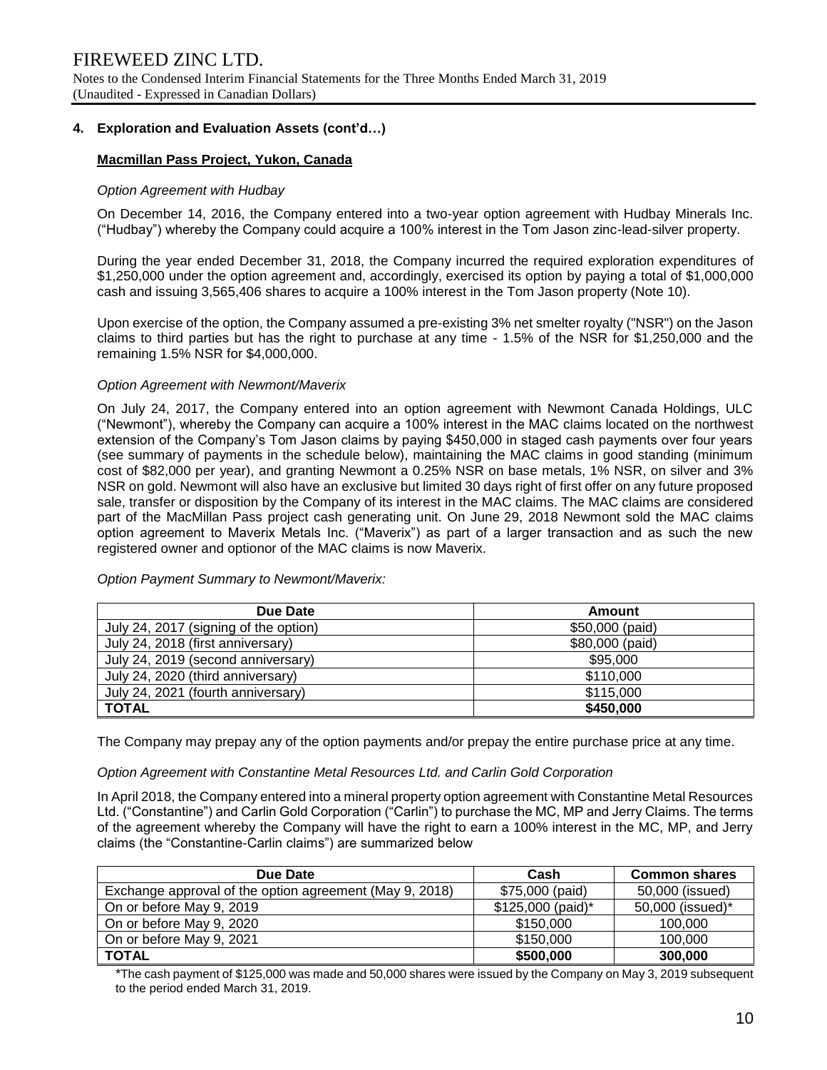## 4. Exploration and Evaluation Assets (cont'd…)

### Macmillan Pass Project, Yukon, Canada

*Option Agreement with Hudbay*

On December 14, 2016, the Company entered into a two-year option agreement with Hudbay Minerals Inc. ("Hudbay") whereby the Company could acquire a 100% interest in the Tom Jason zinc-lead-silver property.

During the year ended December 31, 2018, the Company incurred the required exploration expenditures of $1,250,000 under the option agreement and, accordingly, exercised its option by paying a total of $1,000,000 cash and issuing 3,565,406 shares to acquire a 100% interest in the Tom Jason property (Note 10).

Upon exercise of the option, the Company assumed a pre-existing 3% net smelter royalty ("NSR") on the Jason claims to third parties but has the right to purchase at any time - 1.5% of the NSR for $1,250,000 and the remaining 1.5% NSR for $4,000,000.

*Option Agreement with Newmont/Maverix*

On July 24, 2017, the Company entered into an option agreement with Newmont Canada Holdings, ULC ("Newmont"), whereby the Company can acquire a 100% interest in the MAC claims located on the northwest extension of the Company's Tom Jason claims by paying $450,000 in staged cash payments over four years (see summary of payments in the schedule below), maintaining the MAC claims in good standing (minimum cost of $82,000 per year), and granting Newmont a 0.25% NSR on base metals, 1% NSR, on silver and 3% NSR on gold. Newmont will also have an exclusive but limited 30 days right of first offer on any future proposed sale, transfer or disposition by the Company of its interest in the MAC claims. The MAC claims are considered part of the MacMillan Pass project cash generating unit. On June 29, 2018 Newmont sold the MAC claims option agreement to Maverix Metals Inc. ("Maverix") as part of a larger transaction and as such the new registered owner and optionor of the MAC claims is now Maverix.

*Option Payment Summary to Newmont/Maverix:*

| Due Date | Amount |
|---|---|
| July 24, 2017 (signing of the option) | $50,000 (paid) |
| July 24, 2018 (first anniversary) | $80,000 (paid) |
| July 24, 2019 (second anniversary) | $95,000 |
| July 24, 2020 (third anniversary) | $110,000 |
| July 24, 2021 (fourth anniversary) | $115,000 |
| **TOTAL** | **$450,000** |

The Company may prepay any of the option payments and/or prepay the entire purchase price at any time.

*Option Agreement with Constantine Metal Resources Ltd. and Carlin Gold Corporation*

In April 2018, the Company entered into a mineral property option agreement with Constantine Metal Resources Ltd. ("Constantine") and Carlin Gold Corporation ("Carlin") to purchase the MC, MP and Jerry Claims. The terms of the agreement whereby the Company will have the right to earn a 100% interest in the MC, MP, and Jerry claims (the "Constantine-Carlin claims") are summarized below

| Due Date | Cash | Common shares |
|---|---|---|
| Exchange approval of the option agreement (May 9, 2018) | $75,000 (paid) | 50,000 (issued) |
| On or before May 9, 2019 | $125,000 (paid)* | 50,000 (issued)* |
| On or before May 9, 2020 | $150,000 | 100,000 |
| On or before May 9, 2021 | $150,000 | 100,000 |
| **TOTAL** | **$500,000** | **300,000** |

*The cash payment of $125,000 was made and 50,000 shares were issued by the Company on May 3, 2019 subsequent to the period ended March 31, 2019.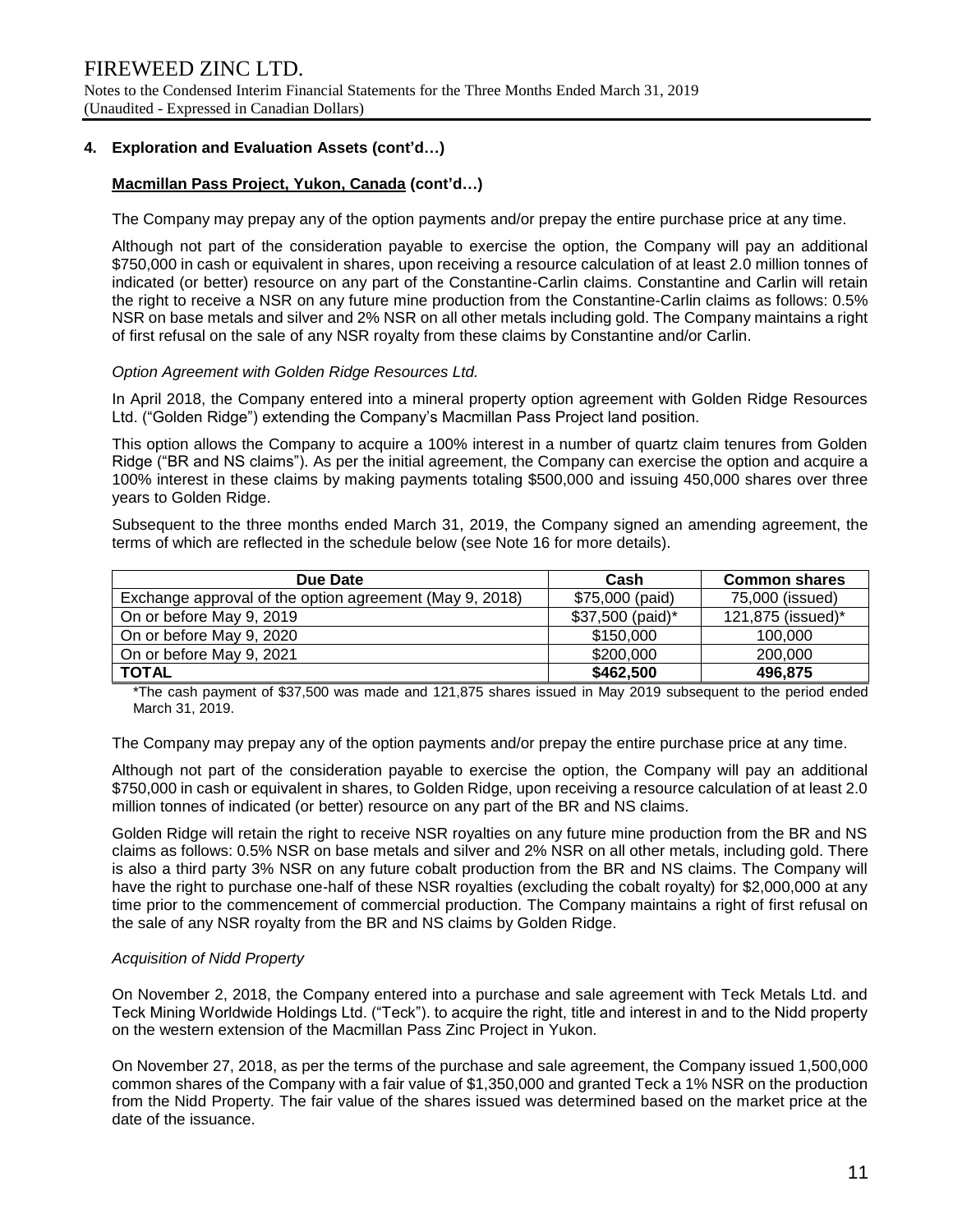## 4. Exploration and Evaluation Assets (cont'd…)

### Macmillan Pass Project, Yukon, Canada (cont'd…)

The Company may prepay any of the option payments and/or prepay the entire purchase price at any time.

Although not part of the consideration payable to exercise the option, the Company will pay an additional $750,000 in cash or equivalent in shares, upon receiving a resource calculation of at least 2.0 million tonnes of indicated (or better) resource on any part of the Constantine-Carlin claims. Constantine and Carlin will retain the right to receive a NSR on any future mine production from the Constantine-Carlin claims as follows: 0.5% NSR on base metals and silver and 2% NSR on all other metals including gold. The Company maintains a right of first refusal on the sale of any NSR royalty from these claims by Constantine and/or Carlin.

*Option Agreement with Golden Ridge Resources Ltd.*

In April 2018, the Company entered into a mineral property option agreement with Golden Ridge Resources Ltd. ("Golden Ridge") extending the Company's Macmillan Pass Project land position.

This option allows the Company to acquire a 100% interest in a number of quartz claim tenures from Golden Ridge ("BR and NS claims"). As per the initial agreement, the Company can exercise the option and acquire a 100% interest in these claims by making payments totaling $500,000 and issuing 450,000 shares over three years to Golden Ridge.

Subsequent to the three months ended March 31, 2019, the Company signed an amending agreement, the terms of which are reflected in the schedule below (see Note 16 for more details).

| Due Date | Cash | Common shares |
|---|---|---|
| Exchange approval of the option agreement (May 9, 2018) | $75,000 (paid) | 75,000 (issued) |
| On or before May 9, 2019 | $37,500 (paid)* | 121,875 (issued)* |
| On or before May 9, 2020 | $150,000 | 100,000 |
| On or before May 9, 2021 | $200,000 | 200,000 |
| **TOTAL** | **$462,500** | **496,875** |

*The cash payment of $37,500 was made and 121,875 shares issued in May 2019 subsequent to the period ended March 31, 2019.

The Company may prepay any of the option payments and/or prepay the entire purchase price at any time.

Although not part of the consideration payable to exercise the option, the Company will pay an additional $750,000 in cash or equivalent in shares, to Golden Ridge, upon receiving a resource calculation of at least 2.0 million tonnes of indicated (or better) resource on any part of the BR and NS claims.

Golden Ridge will retain the right to receive NSR royalties on any future mine production from the BR and NS claims as follows: 0.5% NSR on base metals and silver and 2% NSR on all other metals, including gold. There is also a third party 3% NSR on any future cobalt production from the BR and NS claims. The Company will have the right to purchase one-half of these NSR royalties (excluding the cobalt royalty) for $2,000,000 at any time prior to the commencement of commercial production. The Company maintains a right of first refusal on the sale of any NSR royalty from the BR and NS claims by Golden Ridge.

*Acquisition of Nidd Property*

On November 2, 2018, the Company entered into a purchase and sale agreement with Teck Metals Ltd. and Teck Mining Worldwide Holdings Ltd. ("Teck"). to acquire the right, title and interest in and to the Nidd property on the western extension of the Macmillan Pass Zinc Project in Yukon.

On November 27, 2018, as per the terms of the purchase and sale agreement, the Company issued 1,500,000 common shares of the Company with a fair value of $1,350,000 and granted Teck a 1% NSR on the production from the Nidd Property. The fair value of the shares issued was determined based on the market price at the date of the issuance.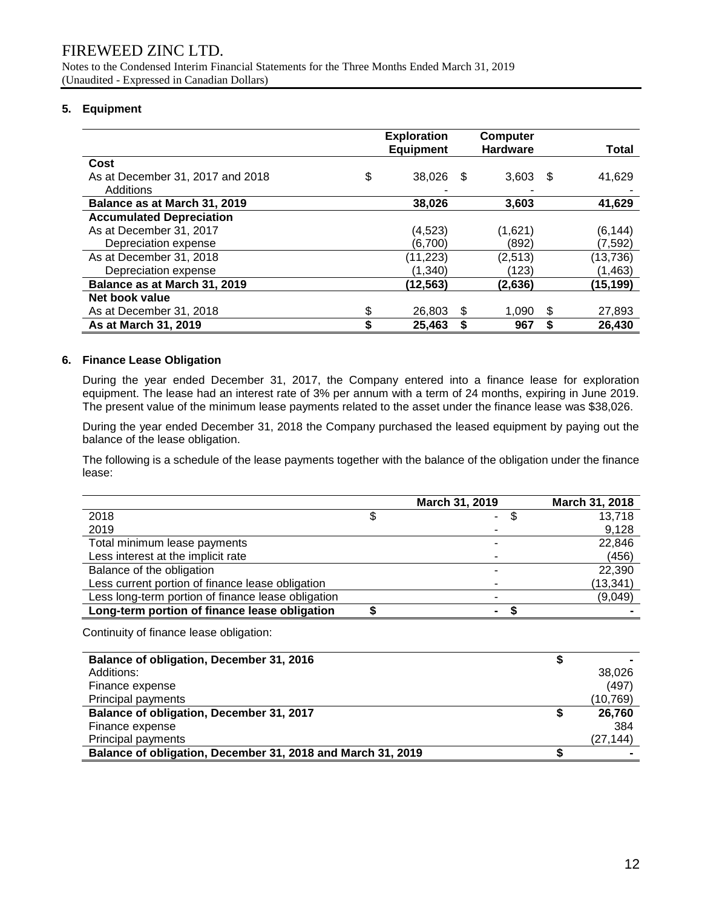## 5. Equipment

| | Exploration Equipment | Computer Hardware | Total |
|---|---|---|---|
| **Cost** | | | |
| As at December 31, 2017 and 2018 | $ 38,026 | $ 3,603 | $ 41,629 |
| Additions | - | - | - |
| **Balance as at March 31, 2019** | **38,026** | **3,603** | **41,629** |
| **Accumulated Depreciation** | | | |
| As at December 31, 2017 | (4,523) | (1,621) | (6,144) |
| Depreciation expense | (6,700) | (892) | (7,592) |
| As at December 31, 2018 | (11,223) | (2,513) | (13,736) |
| Depreciation expense | (1,340) | (123) | (1,463) |
| **Balance as at March 31, 2019** | **(12,563)** | **(2,636)** | **(15,199)** |
| **Net book value** | | | |
| As at December 31, 2018 | $ 26,803 | $ 1,090 | $ 27,893 |
| **As at March 31, 2019** | **$ 25,463** | **$ 967** | **$ 26,430** |

## 6. Finance Lease Obligation

During the year ended December 31, 2017, the Company entered into a finance lease for exploration equipment. The lease had an interest rate of 3% per annum with a term of 24 months, expiring in June 2019. The present value of the minimum lease payments related to the asset under the finance lease was $38,026.

During the year ended December 31, 2018 the Company purchased the leased equipment by paying out the balance of the lease obligation.

The following is a schedule of the lease payments together with the balance of the obligation under the finance lease:

| | March 31, 2019 | March 31, 2018 |
|---|---|---|
| 2018 | $ - | $ 13,718 |
| 2019 | - | 9,128 |
| Total minimum lease payments | - | 22,846 |
| Less interest at the implicit rate | - | (456) |
| Balance of the obligation | - | 22,390 |
| Less current portion of finance lease obligation | - | (13,341) |
| Less long-term portion of finance lease obligation | - | (9,049) |
| **Long-term portion of finance lease obligation** | **$ -** | **$ -** |

Continuity of finance lease obligation:

| | |
|---|---|
| **Balance of obligation, December 31, 2016** | **$ -** |
| Additions: | 38,026 |
| Finance expense | (497) |
| Principal payments | (10,769) |
| **Balance of obligation, December 31, 2017** | **$ 26,760** |
| Finance expense | 384 |
| Principal payments | (27,144) |
| **Balance of obligation, December 31, 2018 and March 31, 2019** | **$ -** |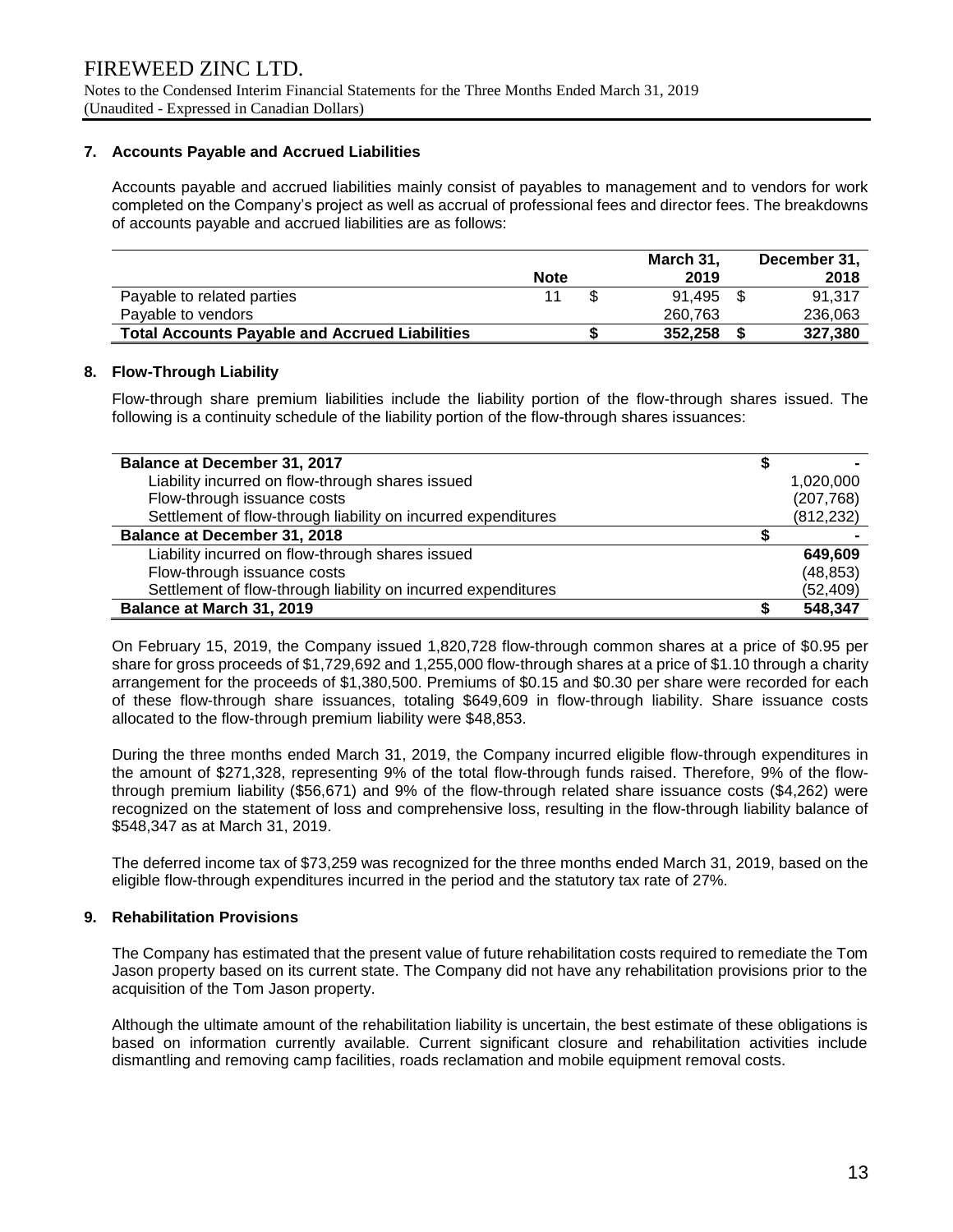## 7. Accounts Payable and Accrued Liabilities

Accounts payable and accrued liabilities mainly consist of payables to management and to vendors for work completed on the Company's project as well as accrual of professional fees and director fees. The breakdowns of accounts payable and accrued liabilities are as follows:

| | Note | March 31, 2019 | December 31, 2018 |
|---|---|---|---|
| Payable to related parties | 11 | $ 91,495 | $ 91,317 |
| Payable to vendors | | 260,763 | 236,063 |
| **Total Accounts Payable and Accrued Liabilities** | | **$ 352,258** | **$ 327,380** |

## 8. Flow-Through Liability

Flow-through share premium liabilities include the liability portion of the flow-through shares issued. The following is a continuity schedule of the liability portion of the flow-through shares issuances:

| | |
|---|---|
| **Balance at December 31, 2017** | $ - |
| Liability incurred on flow-through shares issued | 1,020,000 |
| Flow-through issuance costs | (207,768) |
| Settlement of flow-through liability on incurred expenditures | (812,232) |
| **Balance at December 31, 2018** | $ - |
| Liability incurred on flow-through shares issued | **649,609** |
| Flow-through issuance costs | (48,853) |
| Settlement of flow-through liability on incurred expenditures | (52,409) |
| **Balance at March 31, 2019** | **$ 548,347** |

On February 15, 2019, the Company issued 1,820,728 flow-through common shares at a price of $0.95 per share for gross proceeds of $1,729,692 and 1,255,000 flow-through shares at a price of $1.10 through a charity arrangement for the proceeds of $1,380,500. Premiums of $0.15 and $0.30 per share were recorded for each of these flow-through share issuances, totaling $649,609 in flow-through liability. Share issuance costs allocated to the flow-through premium liability were $48,853.

During the three months ended March 31, 2019, the Company incurred eligible flow-through expenditures in the amount of $271,328, representing 9% of the total flow-through funds raised. Therefore, 9% of the flow-through premium liability ($56,671) and 9% of the flow-through related share issuance costs ($4,262) were recognized on the statement of loss and comprehensive loss, resulting in the flow-through liability balance of $548,347 as at March 31, 2019.

The deferred income tax of $73,259 was recognized for the three months ended March 31, 2019, based on the eligible flow-through expenditures incurred in the period and the statutory tax rate of 27%.

## 9. Rehabilitation Provisions

The Company has estimated that the present value of future rehabilitation costs required to remediate the Tom Jason property based on its current state. The Company did not have any rehabilitation provisions prior to the acquisition of the Tom Jason property.

Although the ultimate amount of the rehabilitation liability is uncertain, the best estimate of these obligations is based on information currently available. Current significant closure and rehabilitation activities include dismantling and removing camp facilities, roads reclamation and mobile equipment removal costs.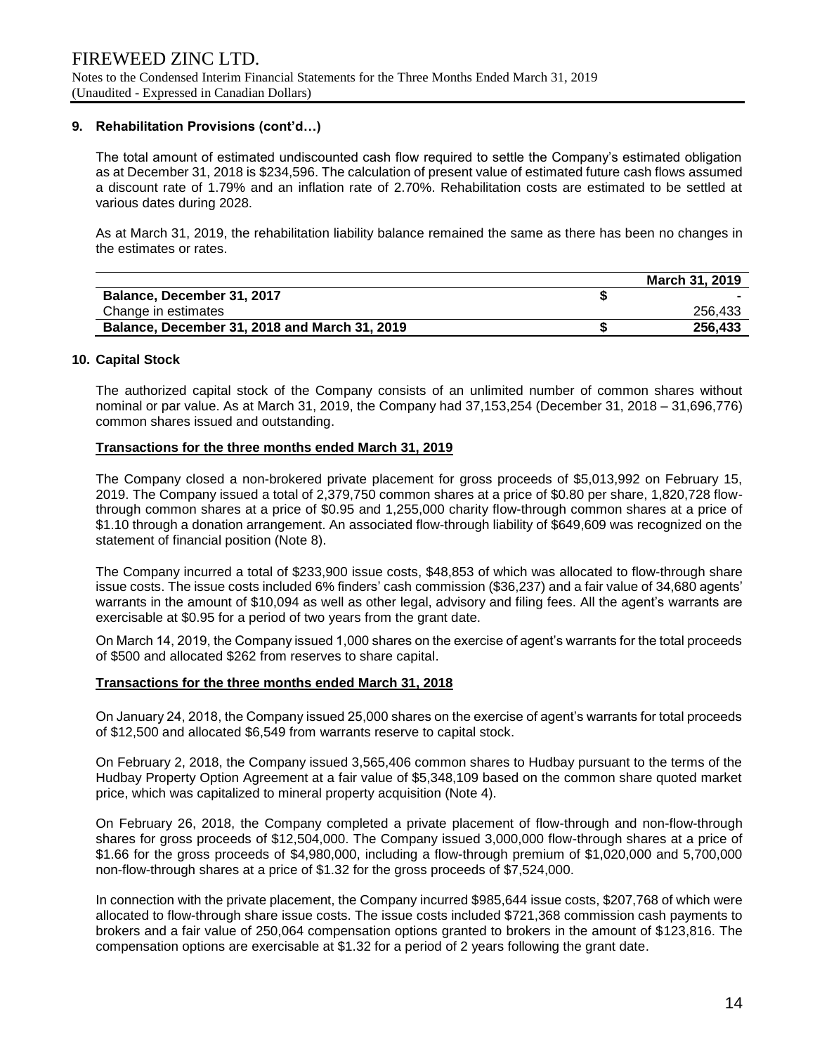## 9. Rehabilitation Provisions (cont'd…)

The total amount of estimated undiscounted cash flow required to settle the Company's estimated obligation as at December 31, 2018 is $234,596. The calculation of present value of estimated future cash flows assumed a discount rate of 1.79% and an inflation rate of 2.70%. Rehabilitation costs are estimated to be settled at various dates during 2028.

As at March 31, 2019, the rehabilitation liability balance remained the same as there has been no changes in the estimates or rates.

| | | March 31, 2019 |
|---|---|---|
| **Balance, December 31, 2017** | **$** | **-** |
| Change in estimates | | 256,433 |
| **Balance, December 31, 2018 and March 31, 2019** | **$** | **256,433** |

## 10. Capital Stock

The authorized capital stock of the Company consists of an unlimited number of common shares without nominal or par value. As at March 31, 2019, the Company had 37,153,254 (December 31, 2018 – 31,696,776) common shares issued and outstanding.

**Transactions for the three months ended March 31, 2019**

The Company closed a non-brokered private placement for gross proceeds of $5,013,992 on February 15, 2019. The Company issued a total of 2,379,750 common shares at a price of $0.80 per share, 1,820,728 flow-through common shares at a price of $0.95 and 1,255,000 charity flow-through common shares at a price of $1.10 through a donation arrangement. An associated flow-through liability of $649,609 was recognized on the statement of financial position (Note 8).

The Company incurred a total of $233,900 issue costs, $48,853 of which was allocated to flow-through share issue costs. The issue costs included 6% finders' cash commission ($36,237) and a fair value of 34,680 agents' warrants in the amount of $10,094 as well as other legal, advisory and filing fees. All the agent's warrants are exercisable at $0.95 for a period of two years from the grant date.

On March 14, 2019, the Company issued 1,000 shares on the exercise of agent's warrants for the total proceeds of $500 and allocated $262 from reserves to share capital.

**Transactions for the three months ended March 31, 2018**

On January 24, 2018, the Company issued 25,000 shares on the exercise of agent's warrants for total proceeds of $12,500 and allocated $6,549 from warrants reserve to capital stock.

On February 2, 2018, the Company issued 3,565,406 common shares to Hudbay pursuant to the terms of the Hudbay Property Option Agreement at a fair value of $5,348,109 based on the common share quoted market price, which was capitalized to mineral property acquisition (Note 4).

On February 26, 2018, the Company completed a private placement of flow-through and non-flow-through shares for gross proceeds of $12,504,000. The Company issued 3,000,000 flow-through shares at a price of $1.66 for the gross proceeds of $4,980,000, including a flow-through premium of $1,020,000 and 5,700,000 non-flow-through shares at a price of $1.32 for the gross proceeds of $7,524,000.

In connection with the private placement, the Company incurred $985,644 issue costs, $207,768 of which were allocated to flow-through share issue costs. The issue costs included $721,368 commission cash payments to brokers and a fair value of 250,064 compensation options granted to brokers in the amount of $123,816. The compensation options are exercisable at $1.32 for a period of 2 years following the grant date.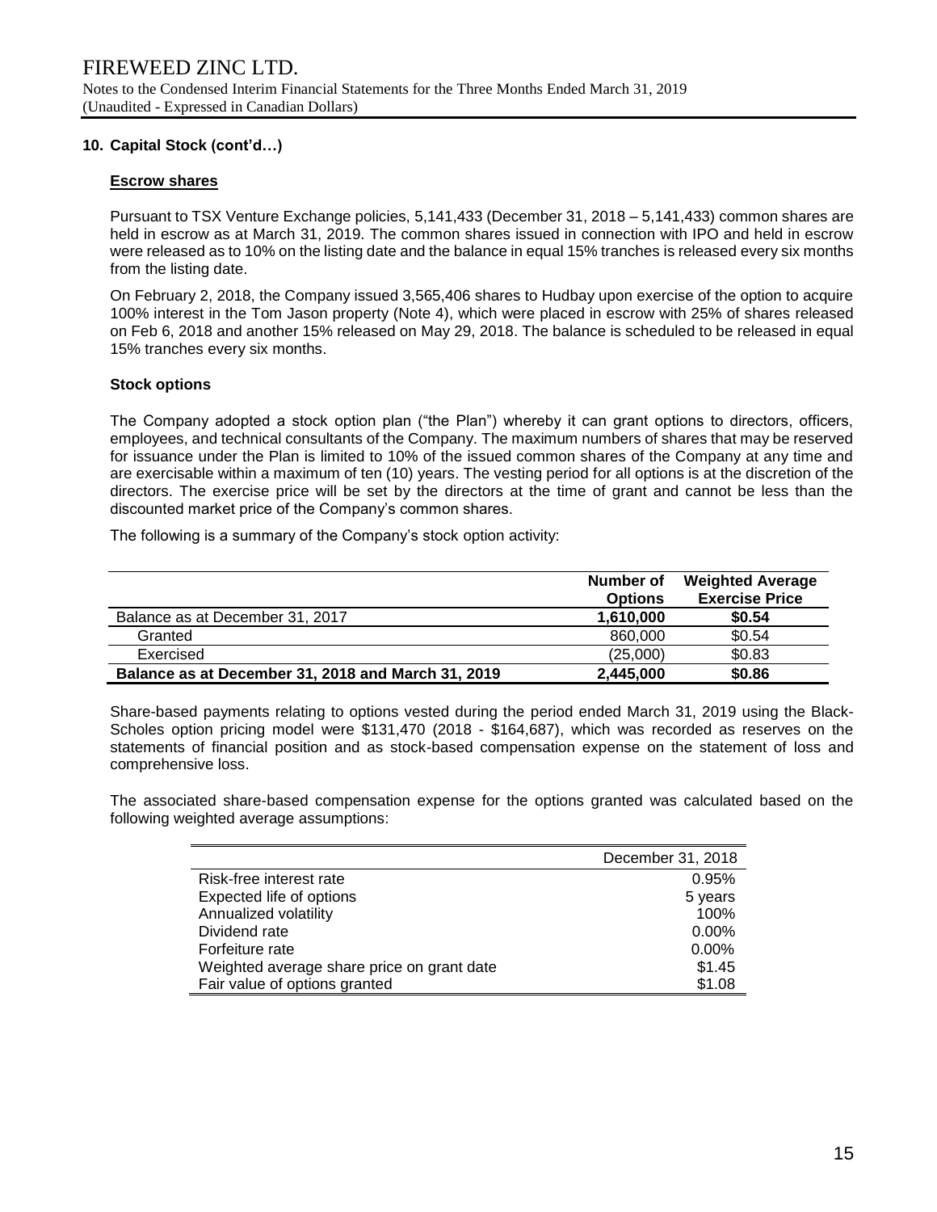## 10. Capital Stock (cont'd…)

### Escrow shares

Pursuant to TSX Venture Exchange policies, 5,141,433 (December 31, 2018 – 5,141,433) common shares are held in escrow as at March 31, 2019. The common shares issued in connection with IPO and held in escrow were released as to 10% on the listing date and the balance in equal 15% tranches is released every six months from the listing date.

On February 2, 2018, the Company issued 3,565,406 shares to Hudbay upon exercise of the option to acquire 100% interest in the Tom Jason property (Note 4), which were placed in escrow with 25% of shares released on Feb 6, 2018 and another 15% released on May 29, 2018. The balance is scheduled to be released in equal 15% tranches every six months.

### Stock options

The Company adopted a stock option plan ("the Plan") whereby it can grant options to directors, officers, employees, and technical consultants of the Company. The maximum numbers of shares that may be reserved for issuance under the Plan is limited to 10% of the issued common shares of the Company at any time and are exercisable within a maximum of ten (10) years. The vesting period for all options is at the discretion of the directors. The exercise price will be set by the directors at the time of grant and cannot be less than the discounted market price of the Company's common shares.

The following is a summary of the Company's stock option activity:

| | Number of Options | Weighted Average Exercise Price |
|---|---|---|
| Balance as at December 31, 2017 | **1,610,000** | **$0.54** |
| Granted | 860,000 | $0.54 |
| Exercised | (25,000) | $0.83 |
| **Balance as at December 31, 2018 and March 31, 2019** | **2,445,000** | **$0.86** |

Share-based payments relating to options vested during the period ended March 31, 2019 using the Black-Scholes option pricing model were $131,470 (2018 - $164,687), which was recorded as reserves on the statements of financial position and as stock-based compensation expense on the statement of loss and comprehensive loss.

The associated share-based compensation expense for the options granted was calculated based on the following weighted average assumptions:

| | December 31, 2018 |
|---|---|
| Risk-free interest rate | 0.95% |
| Expected life of options | 5 years |
| Annualized volatility | 100% |
| Dividend rate | 0.00% |
| Forfeiture rate | 0.00% |
| Weighted average share price on grant date | $1.45 |
| Fair value of options granted | $1.08 |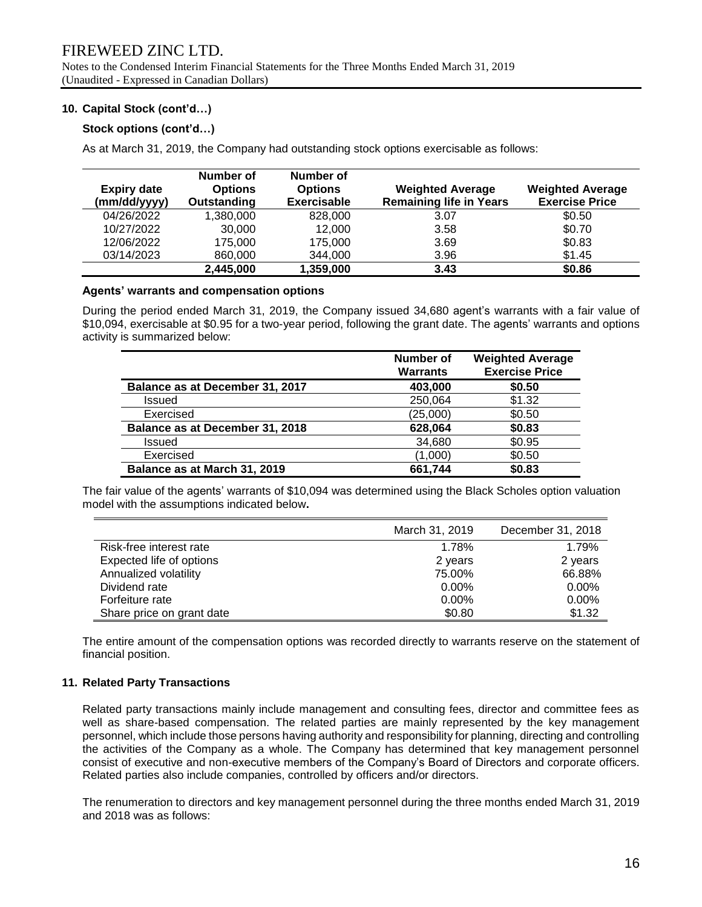### 10. Capital Stock (cont'd…)

#### Stock options (cont'd…)

As at March 31, 2019, the Company had outstanding stock options exercisable as follows:

| Expiry date (mm/dd/yyyy) | Number of Options Outstanding | Number of Options Exercisable | Weighted Average Remaining life in Years | Weighted Average Exercise Price |
|---|---|---|---|---|
| 04/26/2022 | 1,380,000 | 828,000 | 3.07 | $0.50 |
| 10/27/2022 | 30,000 | 12,000 | 3.58 | $0.70 |
| 12/06/2022 | 175,000 | 175,000 | 3.69 | $0.83 |
| 03/14/2023 | 860,000 | 344,000 | 3.96 | $1.45 |
| | **2,445,000** | **1,359,000** | **3.43** | **$0.86** |

#### Agents' warrants and compensation options

During the period ended March 31, 2019, the Company issued 34,680 agent's warrants with a fair value of $10,094, exercisable at $0.95 for a two-year period, following the grant date. The agents' warrants and options activity is summarized below:

| | Number of Warrants | Weighted Average Exercise Price |
|---|---|---|
| **Balance as at December 31, 2017** | **403,000** | **$0.50** |
| Issued | 250,064 | $1.32 |
| Exercised | (25,000) | $0.50 |
| **Balance as at December 31, 2018** | **628,064** | **$0.83** |
| Issued | 34,680 | $0.95 |
| Exercised | (1,000) | $0.50 |
| **Balance as at March 31, 2019** | **661,744** | **$0.83** |

The fair value of the agents' warrants of $10,094 was determined using the Black Scholes option valuation model with the assumptions indicated below**.**

| | March 31, 2019 | December 31, 2018 |
|---|---|---|
| Risk-free interest rate | 1.78% | 1.79% |
| Expected life of options | 2 years | 2 years |
| Annualized volatility | 75.00% | 66.88% |
| Dividend rate | 0.00% | 0.00% |
| Forfeiture rate | 0.00% | 0.00% |
| Share price on grant date | $0.80 | $1.32 |

The entire amount of the compensation options was recorded directly to warrants reserve on the statement of financial position.

### 11. Related Party Transactions

Related party transactions mainly include management and consulting fees, director and committee fees as well as share-based compensation. The related parties are mainly represented by the key management personnel, which include those persons having authority and responsibility for planning, directing and controlling the activities of the Company as a whole. The Company has determined that key management personnel consist of executive and non-executive members of the Company's Board of Directors and corporate officers. Related parties also include companies, controlled by officers and/or directors.

The renumeration to directors and key management personnel during the three months ended March 31, 2019 and 2018 was as follows: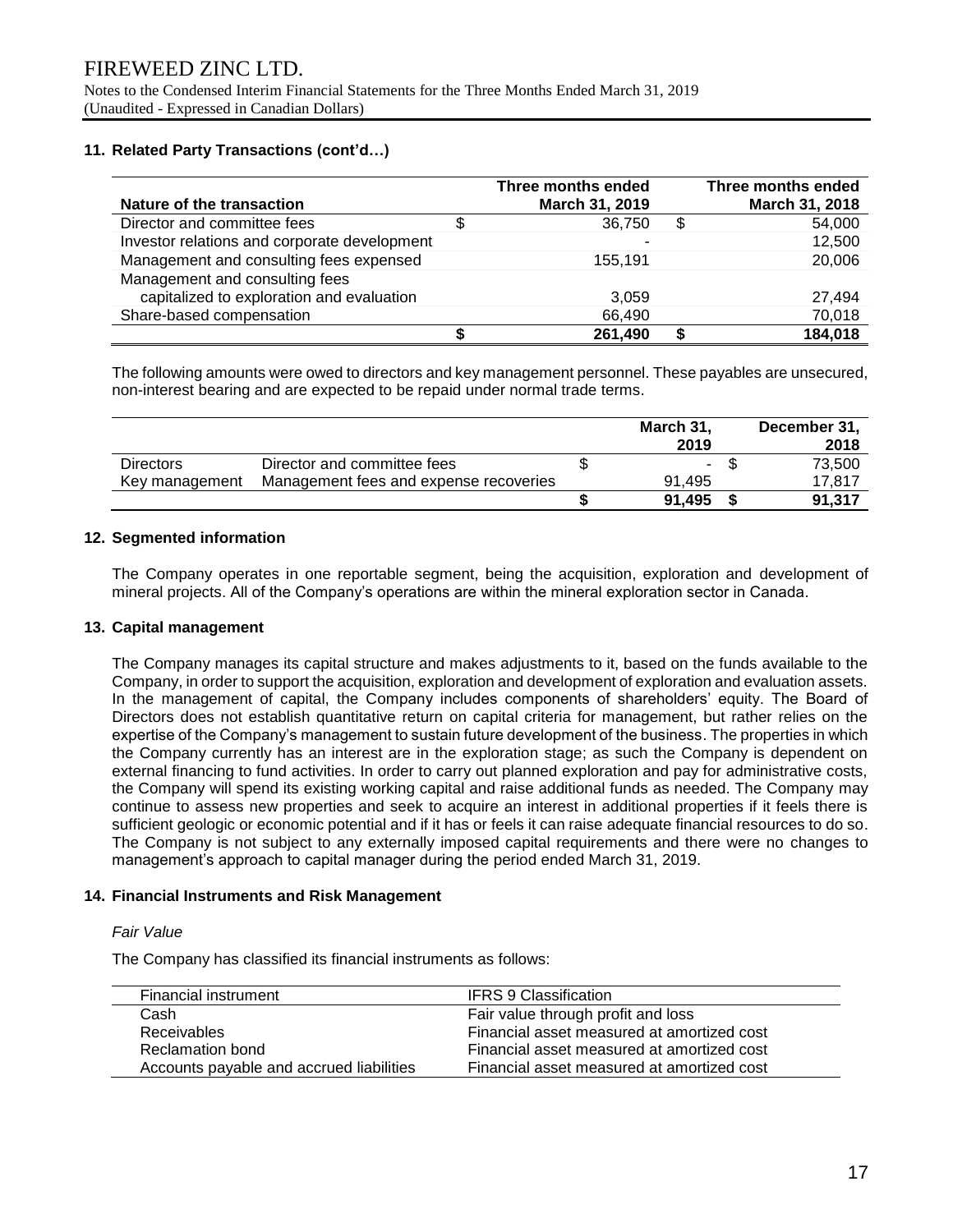## 11. Related Party Transactions (cont'd…)

| Nature of the transaction | Three months ended March 31, 2019 | Three months ended March 31, 2018 |
|---|---|---|
| Director and committee fees | $ 36,750 | $ 54,000 |
| Investor relations and corporate development | - | 12,500 |
| Management and consulting fees expensed | 155,191 | 20,006 |
| Management and consulting fees capitalized to exploration and evaluation | 3,059 | 27,494 |
| Share-based compensation | 66,490 | 70,018 |
| | **$ 261,490** | **$ 184,018** |

The following amounts were owed to directors and key management personnel. These payables are unsecured, non-interest bearing and are expected to be repaid under normal trade terms.

| | | March 31, 2019 | December 31, 2018 |
|---|---|---|---|
| Directors | Director and committee fees | $ - | $ 73,500 |
| Key management | Management fees and expense recoveries | 91,495 | 17,817 |
| | | **$ 91,495** | **$ 91,317** |

## 12. Segmented information

The Company operates in one reportable segment, being the acquisition, exploration and development of mineral projects. All of the Company's operations are within the mineral exploration sector in Canada.

## 13. Capital management

The Company manages its capital structure and makes adjustments to it, based on the funds available to the Company, in order to support the acquisition, exploration and development of exploration and evaluation assets. In the management of capital, the Company includes components of shareholders' equity. The Board of Directors does not establish quantitative return on capital criteria for management, but rather relies on the expertise of the Company's management to sustain future development of the business. The properties in which the Company currently has an interest are in the exploration stage; as such the Company is dependent on external financing to fund activities. In order to carry out planned exploration and pay for administrative costs, the Company will spend its existing working capital and raise additional funds as needed. The Company may continue to assess new properties and seek to acquire an interest in additional properties if it feels there is sufficient geologic or economic potential and if it has or feels it can raise adequate financial resources to do so. The Company is not subject to any externally imposed capital requirements and there were no changes to management's approach to capital manager during the period ended March 31, 2019.

## 14. Financial Instruments and Risk Management

*Fair Value*

The Company has classified its financial instruments as follows:

| Financial instrument | IFRS 9 Classification |
|---|---|
| Cash | Fair value through profit and loss |
| Receivables | Financial asset measured at amortized cost |
| Reclamation bond | Financial asset measured at amortized cost |
| Accounts payable and accrued liabilities | Financial asset measured at amortized cost |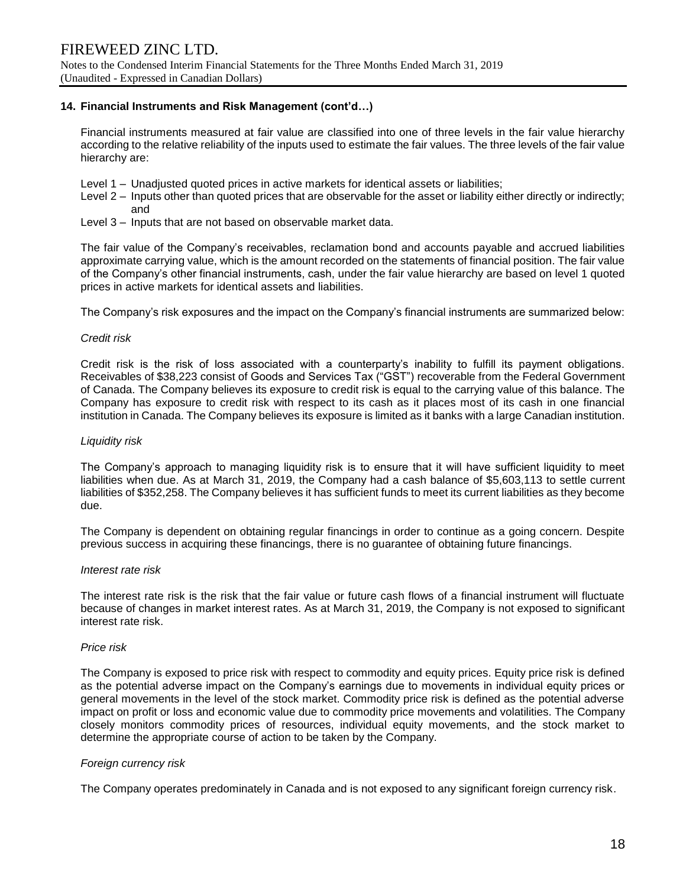### 14. Financial Instruments and Risk Management (cont'd…)

Financial instruments measured at fair value are classified into one of three levels in the fair value hierarchy according to the relative reliability of the inputs used to estimate the fair values. The three levels of the fair value hierarchy are:

- Level 1 – Unadjusted quoted prices in active markets for identical assets or liabilities;
- Level 2 – Inputs other than quoted prices that are observable for the asset or liability either directly or indirectly; and
- Level 3 – Inputs that are not based on observable market data.

The fair value of the Company's receivables, reclamation bond and accounts payable and accrued liabilities approximate carrying value, which is the amount recorded on the statements of financial position. The fair value of the Company's other financial instruments, cash, under the fair value hierarchy are based on level 1 quoted prices in active markets for identical assets and liabilities.

The Company's risk exposures and the impact on the Company's financial instruments are summarized below:

*Credit risk*

Credit risk is the risk of loss associated with a counterparty's inability to fulfill its payment obligations. Receivables of $38,223 consist of Goods and Services Tax ("GST") recoverable from the Federal Government of Canada. The Company believes its exposure to credit risk is equal to the carrying value of this balance. The Company has exposure to credit risk with respect to its cash as it places most of its cash in one financial institution in Canada. The Company believes its exposure is limited as it banks with a large Canadian institution.

*Liquidity risk*

The Company's approach to managing liquidity risk is to ensure that it will have sufficient liquidity to meet liabilities when due. As at March 31, 2019, the Company had a cash balance of $5,603,113 to settle current liabilities of $352,258. The Company believes it has sufficient funds to meet its current liabilities as they become due.

The Company is dependent on obtaining regular financings in order to continue as a going concern. Despite previous success in acquiring these financings, there is no guarantee of obtaining future financings.

*Interest rate risk*

The interest rate risk is the risk that the fair value or future cash flows of a financial instrument will fluctuate because of changes in market interest rates. As at March 31, 2019, the Company is not exposed to significant interest rate risk.

*Price risk*

The Company is exposed to price risk with respect to commodity and equity prices. Equity price risk is defined as the potential adverse impact on the Company's earnings due to movements in individual equity prices or general movements in the level of the stock market. Commodity price risk is defined as the potential adverse impact on profit or loss and economic value due to commodity price movements and volatilities. The Company closely monitors commodity prices of resources, individual equity movements, and the stock market to determine the appropriate course of action to be taken by the Company.

*Foreign currency risk*

The Company operates predominately in Canada and is not exposed to any significant foreign currency risk.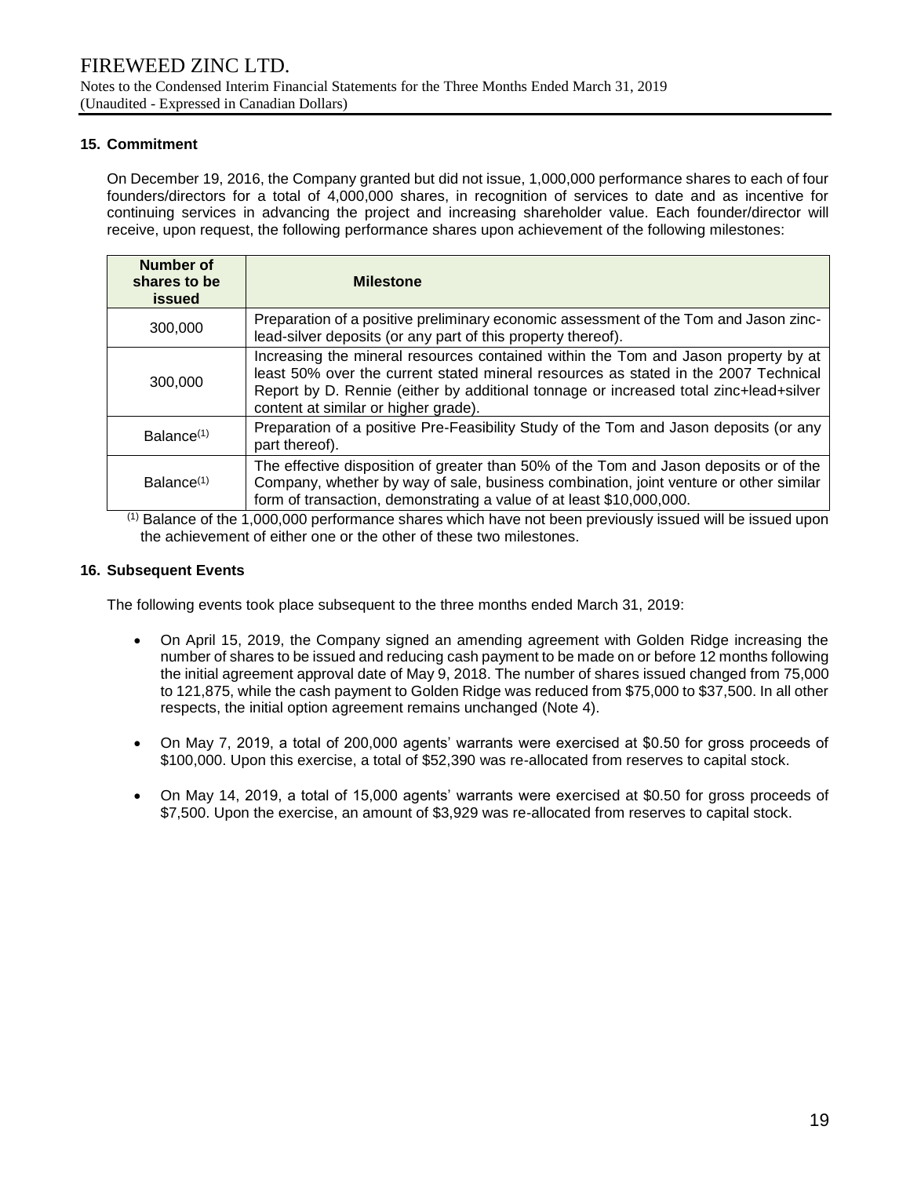## 15. Commitment

On December 19, 2016, the Company granted but did not issue, 1,000,000 performance shares to each of four founders/directors for a total of 4,000,000 shares, in recognition of services to date and as incentive for continuing services in advancing the project and increasing shareholder value. Each founder/director will receive, upon request, the following performance shares upon achievement of the following milestones:

| Number of shares to be issued | Milestone |
|---|---|
| 300,000 | Preparation of a positive preliminary economic assessment of the Tom and Jason zinc-lead-silver deposits (or any part of this property thereof). |
| 300,000 | Increasing the mineral resources contained within the Tom and Jason property by at least 50% over the current stated mineral resources as stated in the 2007 Technical Report by D. Rennie (either by additional tonnage or increased total zinc+lead+silver content at similar or higher grade). |
| Balance[(1)] | Preparation of a positive Pre-Feasibility Study of the Tom and Jason deposits (or any part thereof). |
| Balance[(1)] | The effective disposition of greater than 50% of the Tom and Jason deposits or of the Company, whether by way of sale, business combination, joint venture or other similar form of transaction, demonstrating a value of at least $10,000,000. |

[(1)] Balance of the 1,000,000 performance shares which have not been previously issued will be issued upon the achievement of either one or the other of these two milestones.

## 16. Subsequent Events

The following events took place subsequent to the three months ended March 31, 2019:

- On April 15, 2019, the Company signed an amending agreement with Golden Ridge increasing the number of shares to be issued and reducing cash payment to be made on or before 12 months following the initial agreement approval date of May 9, 2018. The number of shares issued changed from 75,000 to 121,875, while the cash payment to Golden Ridge was reduced from $75,000 to $37,500. In all other respects, the initial option agreement remains unchanged (Note 4).
- On May 7, 2019, a total of 200,000 agents' warrants were exercised at $0.50 for gross proceeds of $100,000. Upon this exercise, a total of $52,390 was re-allocated from reserves to capital stock.
- On May 14, 2019, a total of 15,000 agents' warrants were exercised at $0.50 for gross proceeds of $7,500. Upon the exercise, an amount of $3,929 was re-allocated from reserves to capital stock.